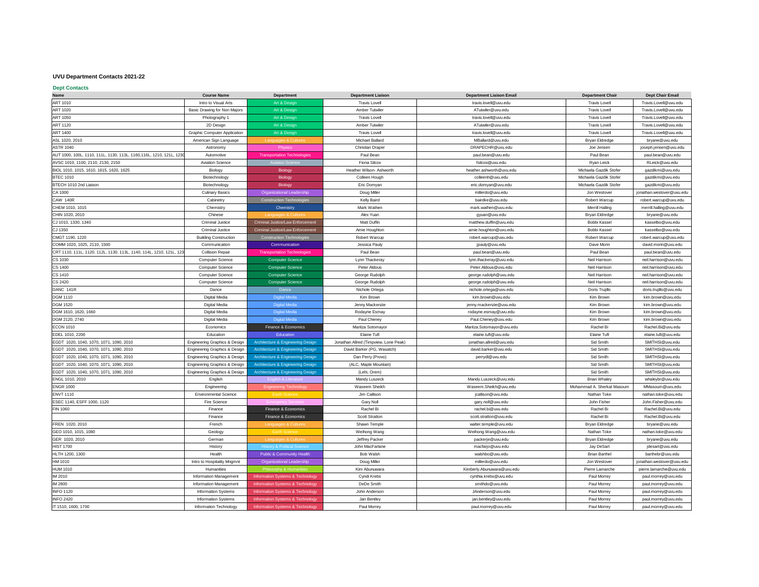# UVU Department Contacts 2021-22

## Dept Contacts

| Name | Course Name | Department | Department Liaison | Department Liaison Email | Department Chair | Dept Chair Email |
|---|---|---|---|---|---|---|
| ART 1010 | Intro to Visual Arts | Art & Design | Travis Lovell | travis.lovell@uvu.edu | Travis Lovell | Travis.Lovell@uvu.edu |
| ART 1020 | Basic Drawing for Non Majors | Art & Design | Amber Tutwiler | ATutwiler@uvu.edu | Travis Lovell | Travis.Lovell@uvu.edu |
| ART 1050 | Photography 1 | Art & Design | Travis Lovell | travis.lovell@uvu.edu | Travis Lovell | Travis.Lovell@uvu.edu |
| ART 1120 | 2D Design | Art & Design | Amber Tutwiler | ATutwiler@uvu.edu | Travis Lovell | Travis.Lovell@uvu.edu |
| ART 1400 | Graphic Computer Application | Art & Design | Travis Lovell | travis.lovell@uvu.edu | Travis Lovell | Travis.Lovell@uvu.edu |
| ASL 1020, 2010 | American Sign Language | Languages & Cultures | Michael Ballard | MBallard@uvu.edu | Bryan Eldredge | bryane@uvu.edu |
| ASTR 1040 | Astronomy | Physics | Christian Draper | DRAPECHR@uvu.edu | Joe Jensen | joseph.jensen@uvu.edu |
| AUT 1000, 100L, 1110, 111L, 1130, 113L, 1160,116L, 1210, 121L, 1230 | Automotive | Transportation Technologies | Paul Bean | paul.bean@uvu.edu | Paul Bean | paul.bean@uvu.edu |
| AVSC 1010, 1100, 2110, 2130, 2150 | Aviation Science | Aviation Science | Fiona Silcox | fsilcox@uvu.edu | Ryan Leick | RLeick@uvu.edu |
| BIOL 1010, 1015, 1610, 1615, 1620, 1625 | Biology | Biology | Heather Wilson- Ashworth | heather.ashworth@uvu.edu | Michaela Gazdik Stofer | gazdikmi@uvu.edu |
| BTEC 1010 | Biotechnology | Biology | Colleen Hough | colleenh@uvu.edu | Michaela Gazdik Stofer | gazdikmi@uvu.edu |
| BTECH 1010 2nd Liaison | Biotechnology | Biology | Eric Domyan | eric.domyan@uvu.edu | Michaela Gazdik Stofer | gazdikmi@uvu.edu |
| CA 1000 | Culinary Basics | Organizational Leadership | Doug Miller | millerdo@uvu.edu | Jon Westover | jonathan.westover@uvu.edu |
| CAW 140R | Cabinetry | Construction Technologies | Kelly Baird | bairdke@uvu.edu | Robert Warcup | robert.warcup@uvu.edu |
| CHEM 1010, 1015 | Chemistry | Chemistry | Mark Wathen | mark.wathen@uvu.edu | Merrill Halling | merrill.halling@uvu.edu |
| CHIN 1020, 2010 | Chinese | Languages & Cultures | Alex Yuan | gyuan@uvu.edu | Bryan Eldredge | bryane@uvu.edu |
| CJ 1010, 1330, 1340 | Criminal Justice | Criminal Justice/Law Enforcement | Matt Duffin | matthew.duffin@uvu.edu | Bobbi Kassel | kasselbo@uvu.edu |
| CJ 1350 | Criminal Justice | Criminal Justice/Law Enforcement | Amie Houghton | amie.houghton@uvu.edu | Bobbi Kassel | kasselbo@uvu.edu |
| CMGT 1190, 1220 | Building Construction | Construction Technologies | Robert Warcup | robert.warcup@uvu.edu | Robert Warcup | robert.warcup@uvu.edu |
| COMM 1020, 1025, 2110, 1500 | Communication | Communication | Jessica Pauly | jpauly@uvu.edu | Dave Morin | david.morin@uvu.edu |
| CRT 1110, 111L, 1120, 112L, 1130, 113L, 1140, 114L, 1210, 121L, 123 | Collision Repair | Transportation Technologies | Paul Bean | paul.bean@uvu.edu | Paul Bean | paul.bean@uvu.edu |
| CS 1030 | Computer Science | Computer Science | Lynn Thackeray | lynn.thackeray@uvu.edu | Neil Harrison | neil.harrison@uvu.edu |
| CS 1400 | Computer Science | Computer Science | Peter Aldous | Peter.Aldous@uvu.edu | Neil Harrison | neil.harrison@uvu.edu |
| CS 1410 | Computer Science | Computer Science | George Rudolph | george.rudolph@uvu.edu | Neil Harrison | neil.harrison@uvu.edu |
| CS 2420 | Computer Science | Computer Science | George Rudolph | george.rudolph@uvu.edu | Neil Harrison | neil.harrison@uvu.edu |
| DANC 141R | Dance | Dance | Nichole Ortega | nichole.ortega@uvu.edu | Doris Trujillo | doris.trujillo@uvu.edu |
| DGM 1110 | Digital Media | Digital Media | Kim Brown | kim.brown@uvu.edu | Kim Brown | kim.brown@uvu.edu |
| DGM 1520 | Digital Media | Digital Media | Jenny Mackenzie | jenny.mackenzie@uvu.edu | Kim Brown | kim.brown@uvu.edu |
| DGM 1610, 1620, 1660 | Digital Media | Digital Media | Rodayne Esmay | rodayne.esmay@uvu.edu | Kim Brown | kim.brown@uvu.edu |
| DGM 2120, 2740 | Digital Media | Digital Media | Paul Cheney | Paul.Cheney@uvu.edu | Kim Brown | kim.brown@uvu.edu |
| ECON 1010 | Economics | Finance & Economics | Maritza Sotomayor | Maritza.Sotomayor@uvu.edu | Rachel Bi | Rachel.Bi@uvu.edu |
| EDEL 1010, 2200 | Education | Education | Elaine Tuft | elaine.tuft@uvu.edu | Elaine Tuft | elaine.tuft@uvu.edu |
| EGDT 1020, 1040, 1070, 1071, 1090, 2010 | Engineering Graphics & Design | Architecture & Engineering Design | Jonathan Allred (Timpview, Lone Peak) | jonathan.allred@uvu.edu | Sid Smith | SMITHSI@uvu.edu |
| EGDT 1020, 1040, 1070, 1071, 1090, 2010 | Engineering Graphics & Design | Architecture & Engineering Design | David Barker (PG, Wasatch) | david.barker@uvu.edu | Sid Smith | SMITHSI@uvu.edu |
| EGDT 1020, 1040, 1070, 1071, 1090, 2010 | Engineering Graphics & Design | Architecture & Engineering Design | Dan Perry (Provo) | perrydl@uvu.edu | Sid Smith | SMITHSI@uvu.edu |
| EGDT 1020, 1040, 1070, 1071, 1090, 2010 | Engineering Graphics & Design | Architecture & Engineering Design | (ALC, Maple Mountain) | | Sid Smith | SMITHSI@uvu.edu |
| EGDT 1020, 1040, 1070, 1071, 1090, 2010 | Engineering Graphics & Design | Architecture & Engineering Design | (Lehi, Orem) | | Sid Smith | SMITHSI@uvu.edu |
| ENGL 1010, 2010 | English | English & Literature | Mandy Luszeck | Mandy.Luszeck@uvu.edu | Brian Whaley | whaleybr@uvu.edu |
| ENGR 1000 | Engineering | Engineering Technology | Waseem Sheikh | Waseem.Sheikh@uvu.edu | Mohammad A. Sherkat Masoum | MMasoum@uvu.edu |
| ENVT 1110 | Environmental Science | Earth Science | Jim Callison | jcallison@uvu.edu | Nathan Toke | nathan.toke@uvu.edu |
| ESEC 1140, ESFF 1000, 1120 | Fire Science | Emergency Services | Gary Noll | gary.noll@uvu.edu | John Fisher | John.Fisher@uvu.edu |
| FIN 1060 | Finance | Finance & Economics | Rachel Bi | rachel.bi@uvu.edu | Rachel Bi | Rachel.Bi@uvu.edu |
| | Finance | Finance & Economics | Scott Stratton | scott.stratton@uvu.edu | Rachel Bi | Rachel.Bi@uvu.edu |
| FREN 1020, 2010 | French | Languages & Cultures | Shawn Temple | walter.temple@uvu.edu | Bryan Eldredge | bryane@uvu.edu |
| GEO 1010, 1015, 1080 | Geology | Earth Science | Weihong Wang | Weihong.Wang@uvu.edu | Nathan Toke | nathan.toke@uvu.edu |
| GER 1020, 2010 | German | Languages & Cultures | Jeffrey Packer | packerje@uvu.edu | Bryan Eldredge | bryane@uvu.edu |
| HIST 1700 | History | History & Political Science | John MacFarlane | macfarjo@uvu.edu | Jay DeSart | jdesart@uvu.edu |
| HLTH 1200, 1300 | Health | Public & Community Health | Bob Walsh | walshbo@uvu.edu | Brian Barthel | barthebr@uvu.edu |
| HM 1010 | Intro to Hospitality Mngmnt | Organizational Leadership | Doug Miller | millerdo@uvu.edu | Jon Westover | jonathan.westover@uvu.edu |
| HUM 1010 | Humanities | Philosophy & Humanities | Kim Abunuwara | Kimberly.Abunuwara@uvu.edu | Pierre Lamarche | pierre.lamarche@uvu.edu |
| IM 2010 | Information Management | Information Systems & Technology | Cyndi Krebs | cynthia.krebs@uvu.edu | Paul Morrey | paul.morrey@uvu.edu |
| IM 2800 | Information Management | Information Systems & Technology | DeDe Smith | smithdo@uvu.edu | Paul Morrey | paul.morrey@uvu.edu |
| INFO 1120 | Information Systems | Information Systems & Technology | John Anderson | JAnderson@uvu.edu | Paul Morrey | paul.morrey@uvu.edu |
| INFO 2420 | Information Systems | Information Systems & Technology | Jan Bentley | jan.bentley@uvu.edu | Paul Morrey | paul.morrey@uvu.edu |
| IT 1510, 1600, 1700 | Information Technology | Information Systems & Technology | Paul Morrey | paul.morrey@uvu.edu | Paul Morrey | paul.morrey@uvu.edu |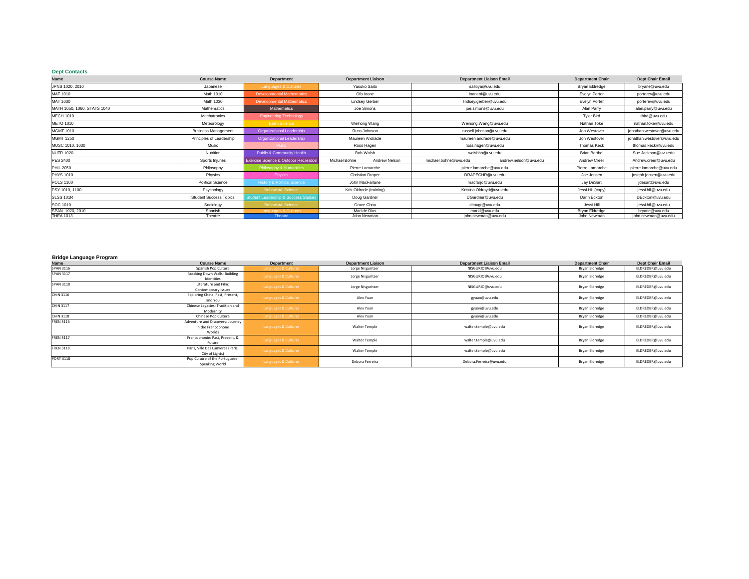### Dept Contacts

| Name | Course Name | Department | Department Liaison | Department Liaison Email | Department Chair | Dept Chair Email |
|---|---|---|---|---|---|---|
| JPNS 1020, 2010 | Japanese | Languages & Cultures | Yasuko Saito | saitoya@uvu.edu | Bryan Eldredge | bryane@uvu.edu |
| MAT 1010 | Math 1010 | Developmental Mathematics | Ofa Ioane | ioaneof@uvu.edu | Evelyn Porter | porterev@uvu.edu |
| MAT 1030 | Math 1030 | Developmental Mathematics | Lindsey Gerber | lindsey.gerber@uvu.edu | Evelyn Porter | porterev@uvu.edu |
| MATH 1050, 1060, STATS 1040 | Mathematics | Mathematics | Joe Simons | joe.simons@uvu.edu | Alan Parry | alan.parry@uvu.edu |
| MECH 1010 | Mechatronics | Engineering Technology | | | Tyler Bird | tbird@uvu.edu |
| METO 1010 | Meteorology | Earth Science | Weihong Wang | Weihong.Wang@uvu.edu | Nathan Toke | nathan.toke@uvu.edu |
| MGMT 1010 | Business Management | Organizational Leadership | Russ Johnson | russell.johnson@uvu.edu | Jon Westover | jonathan.westover@uvu.edu |
| MGMT 1250 | Principles of Leadership | Organizational Leadership | Maureen Andrade | maureen.andrade@uvu.edu | Jon Westover | jonathan.westover@uvu.edu |
| MUSC 1010, 1030 | Music | Music | Ross Hagen | ross.hagen@uvu.edu | Thomas Keck | thomas.keck@uvu.edu |
| NUTR 1020 | Nutrition | Public & Community Health | Bob Walsh | walshbo@uvu.edu | Brian Barthel | Sue.Jackson@uvu.edu |
| PES 2400 | Sports Injuries | Exercise Science & Outdoor Recreation | Michael Bohne Andrew Nelson | michael.bohne@uvu.edu andrew.nelson@uvu.edu | Andrew Creer | Andrew.creer@uvu.edu |
| PHIL 2050 | Philosophy | Philosophy & Humanities | Pierre Lamarche | pierre.lamarche@uvu.edu | Pierre Lamarche | pierre.lamarche@uvu.edu |
| PHYS 1010 | Physics | Physics | Christian Draper | DRAPECHR@uvu.edu | Joe Jensen | joseph.jensen@uvu.edu |
| POLS 1100 | Political Science | History & Political Science | John MacFarlane | macfarjo@uvu.edu | Jay DeSart | jdesart@uvu.edu |
| PSY 1010, 1100 | Psychology | Behavioral Science | Kris Oldrode (training) | Kristina.Oldroyd@uvu.edu | Jessi Hill (copy) | jessi.hill@uvu.edu |
| SLSS 101R | Student Success Topics | Student Leadership & Success Studies | Doug Gardner | DGardner@uvu.edu | Darin Eckton | DEckton@uvu.edu |
| SOC 1010 | Sociology | Behavioral Science | Grace Chou | chougr@uvu.edu | Jessi Hill | jessi.hill@uvu.edu |
| SPAN 1020, 2010 | Spanish | Languages & Cultures | Mari de Dios | marid@uvu.edu | Bryan Eldredge | bryane@uvu.edu |
| THEA 1013 | Theatre | Theatre | John Newman | john.newman@uvu.edu | John Newman | john.newman@uvu.edu |

### Bridge Language Program

| Name | Course Name | Department | Department Liaison | Department Liaison Email | Department Chair | Dept Chair Email |
|---|---|---|---|---|---|---|
| SPAN 3116 | Spanish Pop Culture | Languages & Cultures | Jorge Nisguritzer | NISGURJO@uvu.edu | Bryan Eldredge | ELDREDBR@uvu.edu |
| SPAN 3117 | Breaking Down Walls: Building Identities | Languages & Cultures | Jorge Nisguritzer | NISGURJO@uvu.edu | Bryan Eldredge | ELDREDBR@uvu.edu |
| SPAN 3118 | Literature and Film: Contemporary Issues | Languages & Cultures | Jorge Nisguritzer | NISGURJO@uvu.edu | Bryan Eldredge | ELDREDBR@uvu.edu |
| CHIN 3116 | Exploring China: Past, Present, and You | Languages & Cultures | Alex Yuan | gyuan@uvu.edu | Bryan Eldredge | ELDREDBR@uvu.edu |
| CHIN 3117 | Chinese Legacies: Tradition and Modernity | Languages & Cultures | Alex Yuan | gyuan@uvu.edu | Bryan Eldredge | ELDREDBR@uvu.edu |
| CHIN 3118 | Chinese Pop Culture | Languages & Cultures | Alex Yuan | gyuan@uvu.edu | Bryan Eldredge | ELDREDBR@uvu.edu |
| FREN 3116 | Adventure and Discovery: Journey in the Francophone Worlds | Languages & Cultures | Walter Temple | walter.temple@uvu.edu | Bryan Eldredge | ELDREDBR@uvu.edu |
| FREN 3117 | Francophonie: Past, Present, & Future | Languages & Cultures | Walter Temple | walter.temple@uvu.edu | Bryan Eldredge | ELDREDBR@uvu.edu |
| FREN 3118 | Paris, Ville Des Lumieres (Paris, City of Lights) | Languages & Cultures | Walter Temple | walter.temple@uvu.edu | Bryan Eldredge | ELDREDBR@uvu.edu |
| PORT 3118 | Pop Culture of the Portuguese-Speaking World | Languages & Cultures | Debora Ferreira | Debora.Ferreira@uvu.edu | Bryan Eldredge | ELDREDBR@uvu.edu |